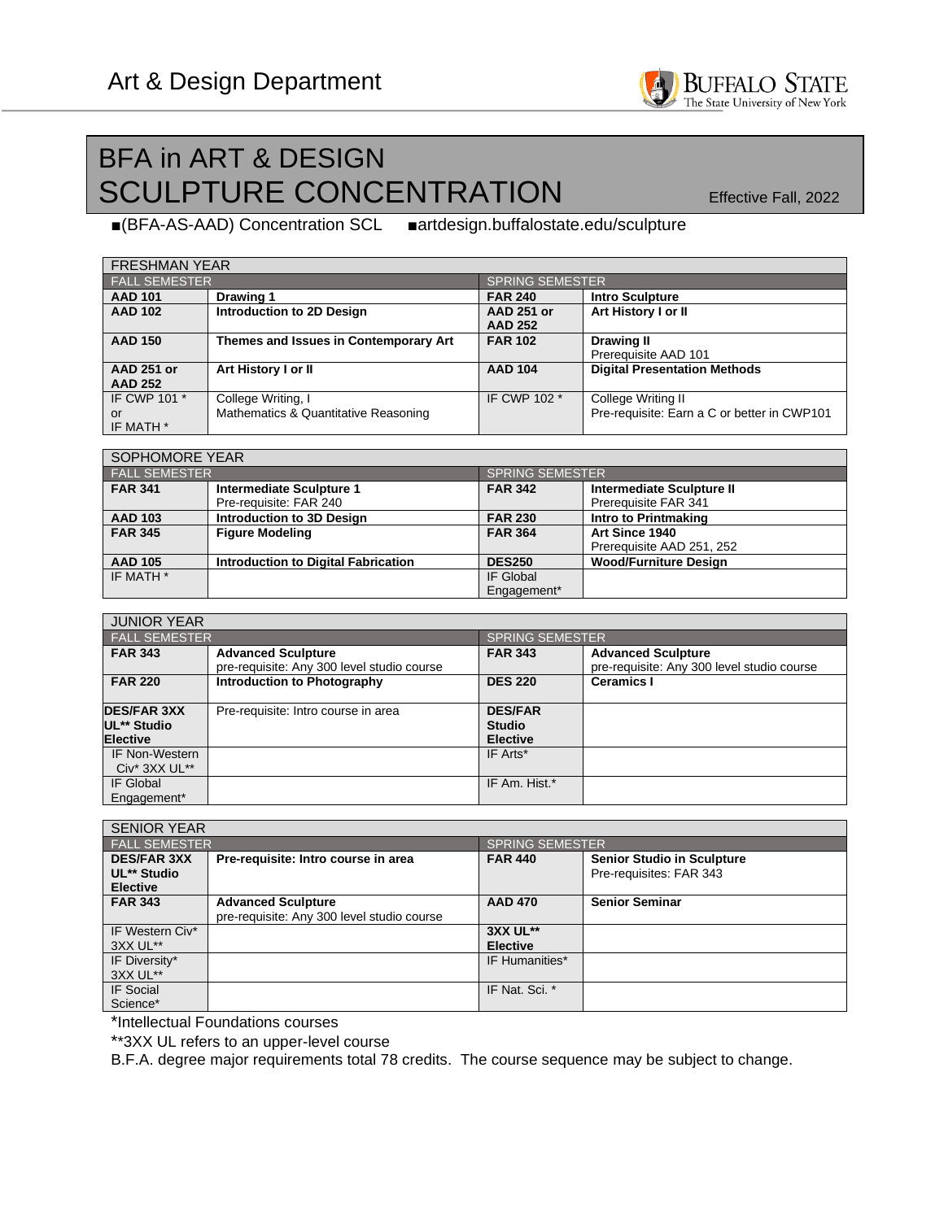Art & Design Department

# BFA in ART & DESIGN
# SCULPTURE CONCENTRATION

Effective Fall, 2022

■(BFA-AS-AAD) Concentration SCL ■artdesign.buffalostate.edu/sculpture

| FRESHMAN YEAR | | | |
|---|---|---|---|
| FALL SEMESTER | | SPRING SEMESTER | |
| **AAD 101** | **Drawing 1** | **FAR 240** | **Intro Sculpture** |
| **AAD 102** | **Introduction to 2D Design** | **AAD 251 or AAD 252** | **Art History I or II** |
| **AAD 150** | **Themes and Issues in Contemporary Art** | **FAR 102** | **Drawing II** Prerequisite AAD 101 |
| **AAD 251 or AAD 252** | **Art History I or II** | **AAD 104** | **Digital Presentation Methods** |
| IF CWP 101 * or IF MATH * | College Writing, I Mathematics & Quantitative Reasoning | IF CWP 102 * | College Writing II Pre-requisite: Earn a C or better in CWP101 |

| SOPHOMORE YEAR | | | |
|---|---|---|---|
| FALL SEMESTER | | SPRING SEMESTER | |
| **FAR 341** | **Intermediate Sculpture 1** Pre-requisite: FAR 240 | **FAR 342** | **Intermediate Sculpture II** Prerequisite FAR 341 |
| **AAD 103** | **Introduction to 3D Design** | **FAR 230** | **Intro to Printmaking** |
| **FAR 345** | **Figure Modeling** | **FAR 364** | **Art Since 1940** Prerequisite AAD 251, 252 |
| **AAD 105** | **Introduction to Digital Fabrication** | **DES250** | **Wood/Furniture Design** |
| IF MATH * | | IF Global Engagement* | |

| JUNIOR YEAR | | | |
|---|---|---|---|
| FALL SEMESTER | | SPRING SEMESTER | |
| **FAR 343** | **Advanced Sculpture** pre-requisite: Any 300 level studio course | **FAR 343** | **Advanced Sculpture** pre-requisite: Any 300 level studio course |
| **FAR 220** | **Introduction to Photography** | **DES 220** | **Ceramics I** |
| **DES/FAR 3XX UL** Studio Elective** | Pre-requisite: Intro course in area | **DES/FAR Studio Elective** | |
| IF Non-Western Civ* 3XX UL** | | IF Arts* | |
| IF Global Engagement* | | IF Am. Hist.* | |

| SENIOR YEAR | | | |
|---|---|---|---|
| FALL SEMESTER | | SPRING SEMESTER | |
| **DES/FAR 3XX UL** Studio Elective** | **Pre-requisite: Intro course in area** | **FAR 440** | **Senior Studio in Sculpture** Pre-requisites: FAR 343 |
| **FAR 343** | **Advanced Sculpture** pre-requisite: Any 300 level studio course | **AAD 470** | **Senior Seminar** |
| IF Western Civ* 3XX UL** | | **3XX UL** Elective** | |
| IF Diversity* 3XX UL** | | IF Humanities* | |
| IF Social Science* | | IF Nat. Sci. * | |

*Intellectual Foundations courses

**3XX UL refers to an upper-level course

B.F.A. degree major requirements total 78 credits. The course sequence may be subject to change.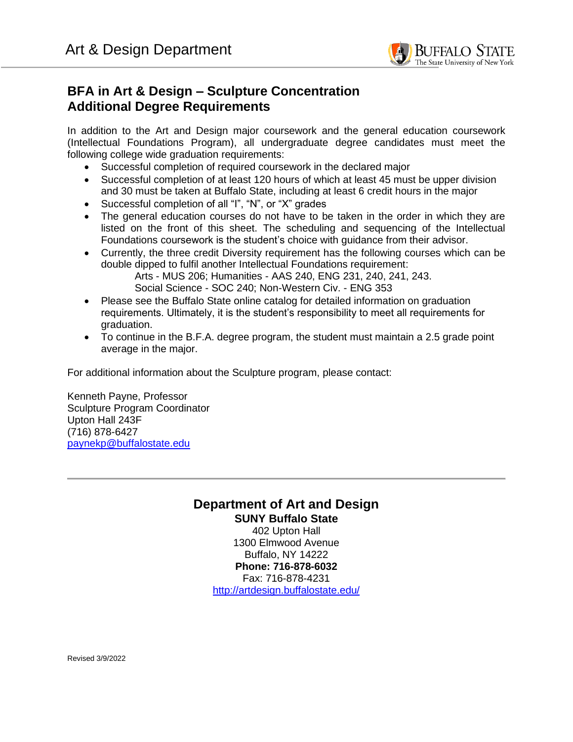Art & Design Department

## BFA in Art & Design – Sculpture Concentration
## Additional Degree Requirements

In addition to the Art and Design major coursework and the general education coursework (Intellectual Foundations Program), all undergraduate degree candidates must meet the following college wide graduation requirements:

- Successful completion of required coursework in the declared major
- Successful completion of at least 120 hours of which at least 45 must be upper division and 30 must be taken at Buffalo State, including at least 6 credit hours in the major
- Successful completion of all "I", "N", or "X" grades
- The general education courses do not have to be taken in the order in which they are listed on the front of this sheet. The scheduling and sequencing of the Intellectual Foundations coursework is the student's choice with guidance from their advisor.
- Currently, the three credit Diversity requirement has the following courses which can be double dipped to fulfil another Intellectual Foundations requirement:
  Arts - MUS 206; Humanities - AAS 240, ENG 231, 240, 241, 243.
  Social Science - SOC 240; Non-Western Civ. - ENG 353
- Please see the Buffalo State online catalog for detailed information on graduation requirements. Ultimately, it is the student's responsibility to meet all requirements for graduation.
- To continue in the B.F.A. degree program, the student must maintain a 2.5 grade point average in the major.

For additional information about the Sculpture program, please contact:

Kenneth Payne, Professor
Sculpture Program Coordinator
Upton Hall 243F
(716) 878-6427
paynekp@buffalostate.edu

---

### Department of Art and Design

**SUNY Buffalo State**
402 Upton Hall
1300 Elmwood Avenue
Buffalo, NY 14222
**Phone: 716-878-6032**
Fax: 716-878-4231
http://artdesign.buffalostate.edu/

Revised 3/9/2022